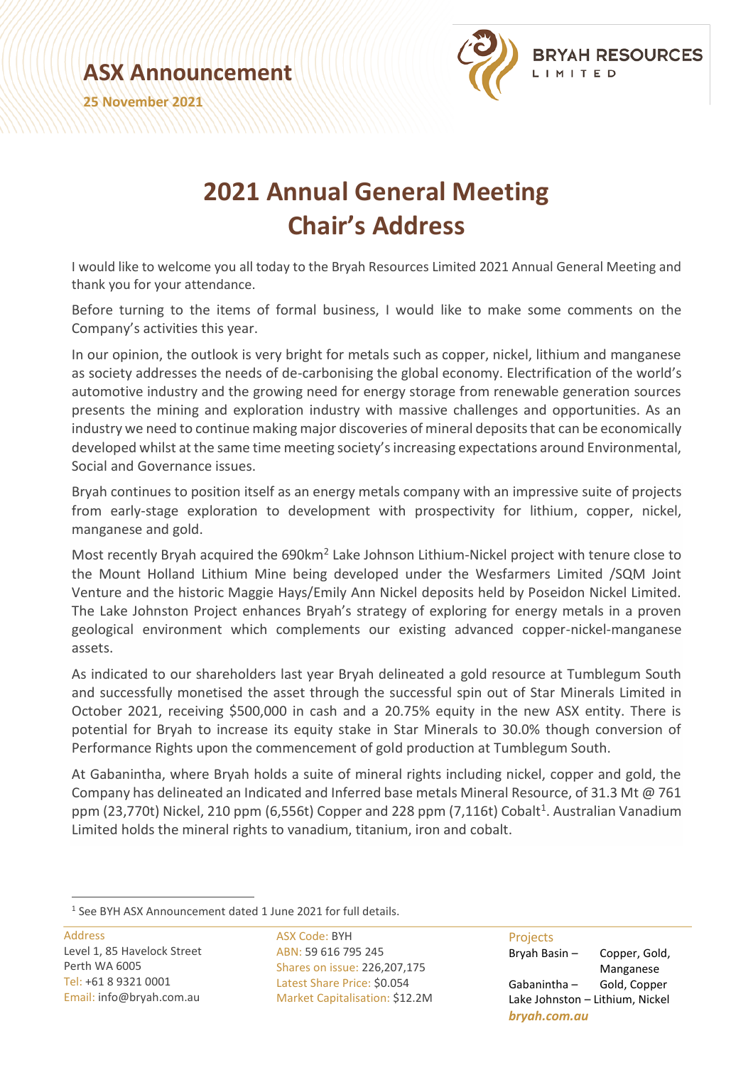# ASX Announcement

**25 November 2021**

**BRYAH RESOURCES LIMITED**

# 2021 Annual General Meeting
# Chair's Address

I would like to welcome you all today to the Bryah Resources Limited 2021 Annual General Meeting and thank you for your attendance.

Before turning to the items of formal business, I would like to make some comments on the Company's activities this year.

In our opinion, the outlook is very bright for metals such as copper, nickel, lithium and manganese as society addresses the needs of de-carbonising the global economy. Electrification of the world's automotive industry and the growing need for energy storage from renewable generation sources presents the mining and exploration industry with massive challenges and opportunities. As an industry we need to continue making major discoveries of mineral deposits that can be economically developed whilst at the same time meeting society's increasing expectations around Environmental, Social and Governance issues.

Bryah continues to position itself as an energy metals company with an impressive suite of projects from early-stage exploration to development with prospectivity for lithium, copper, nickel, manganese and gold.

Most recently Bryah acquired the 690km$^2$ Lake Johnson Lithium-Nickel project with tenure close to the Mount Holland Lithium Mine being developed under the Wesfarmers Limited /SQM Joint Venture and the historic Maggie Hays/Emily Ann Nickel deposits held by Poseidon Nickel Limited. The Lake Johnston Project enhances Bryah's strategy of exploring for energy metals in a proven geological environment which complements our existing advanced copper-nickel-manganese assets.

As indicated to our shareholders last year Bryah delineated a gold resource at Tumblegum South and successfully monetised the asset through the successful spin out of Star Minerals Limited in October 2021, receiving $500,000 in cash and a 20.75% equity in the new ASX entity. There is potential for Bryah to increase its equity stake in Star Minerals to 30.0% though conversion of Performance Rights upon the commencement of gold production at Tumblegum South.

At Gabanintha, where Bryah holds a suite of mineral rights including nickel, copper and gold, the Company has delineated an Indicated and Inferred base metals Mineral Resource, of 31.3 Mt @ 761 ppm (23,770t) Nickel, 210 ppm (6,556t) Copper and 228 ppm (7,116t) Cobalt[1]. Australian Vanadium Limited holds the mineral rights to vanadium, titanium, iron and cobalt.

[1] See BYH ASX Announcement dated 1 June 2021 for full details.

Address
Level 1, 85 Havelock Street
Perth WA 6005
Tel: +61 8 9321 0001
Email: info@bryah.com.au

ASX Code: BYH
ABN: 59 616 795 245
Shares on issue: 226,207,175
Latest Share Price: $0.054
Market Capitalisation: $12.2M

Projects
Bryah Basin – Copper, Gold, Manganese
Gabanintha – Gold, Copper
Lake Johnston – Lithium, Nickel
*bryah.com.au*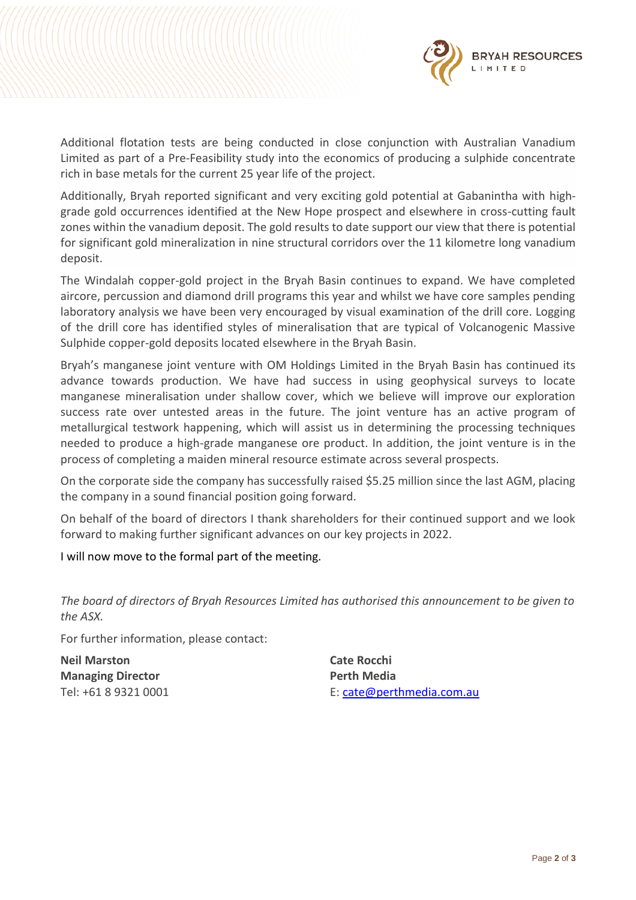Additional flotation tests are being conducted in close conjunction with Australian Vanadium Limited as part of a Pre-Feasibility study into the economics of producing a sulphide concentrate rich in base metals for the current 25 year life of the project.

Additionally, Bryah reported significant and very exciting gold potential at Gabanintha with high-grade gold occurrences identified at the New Hope prospect and elsewhere in cross-cutting fault zones within the vanadium deposit. The gold results to date support our view that there is potential for significant gold mineralization in nine structural corridors over the 11 kilometre long vanadium deposit.

The Windalah copper-gold project in the Bryah Basin continues to expand. We have completed aircore, percussion and diamond drill programs this year and whilst we have core samples pending laboratory analysis we have been very encouraged by visual examination of the drill core. Logging of the drill core has identified styles of mineralisation that are typical of Volcanogenic Massive Sulphide copper-gold deposits located elsewhere in the Bryah Basin.

Bryah's manganese joint venture with OM Holdings Limited in the Bryah Basin has continued its advance towards production. We have had success in using geophysical surveys to locate manganese mineralisation under shallow cover, which we believe will improve our exploration success rate over untested areas in the future. The joint venture has an active program of metallurgical testwork happening, which will assist us in determining the processing techniques needed to produce a high-grade manganese ore product. In addition, the joint venture is in the process of completing a maiden mineral resource estimate across several prospects.

On the corporate side the company has successfully raised $5.25 million since the last AGM, placing the company in a sound financial position going forward.

On behalf of the board of directors I thank shareholders for their continued support and we look forward to making further significant advances on our key projects in 2022.

I will now move to the formal part of the meeting.

*The board of directors of Bryah Resources Limited has authorised this announcement to be given to the ASX.*

For further information, please contact:

**Neil Marston**
**Managing Director**
Tel: +61 8 9321 0001

**Cate Rocchi**
**Perth Media**
E: cate@perthmedia.com.au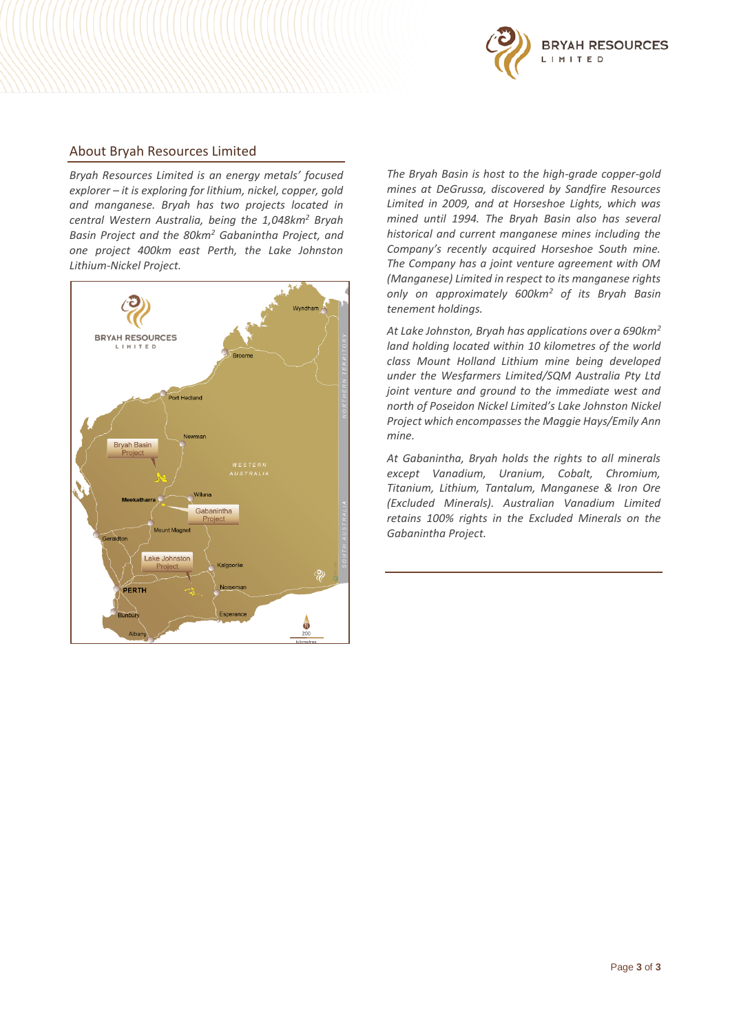## About Bryah Resources Limited

*Bryah Resources Limited is an energy metals' focused explorer – it is exploring for lithium, nickel, copper, gold and manganese. Bryah has two projects located in central Western Australia, being the 1,048km² Bryah Basin Project and the 80km² Gabanintha Project, and one project 400km east Perth, the Lake Johnston Lithium-Nickel Project.*

BRYAH RESOURCES LIMITED

Wyndham

Broome

Port Hedland

Newman

Bryah Basin Project

WESTERN AUSTRALIA

NORTHERN TERRITORY

SOUTH AUSTRALIA

Wiluna

Meekatharra

Gabanintha Project

Mount Magnet

Geraldton

Lake Johnston Project

Kalgoorlie

PERTH

Norseman

Bunbury

Esperance

Albany

200

kilometres

*The Bryah Basin is host to the high-grade copper-gold mines at DeGrussa, discovered by Sandfire Resources Limited in 2009, and at Horseshoe Lights, which was mined until 1994. The Bryah Basin also has several historical and current manganese mines including the Company's recently acquired Horseshoe South mine. The Company has a joint venture agreement with OM (Manganese) Limited in respect to its manganese rights only on approximately 600km² of its Bryah Basin tenement holdings.*

*At Lake Johnston, Bryah has applications over a 690km² land holding located within 10 kilometres of the world class Mount Holland Lithium mine being developed under the Wesfarmers Limited/SQM Australia Pty Ltd joint venture and ground to the immediate west and north of Poseidon Nickel Limited's Lake Johnston Nickel Project which encompasses the Maggie Hays/Emily Ann mine.*

*At Gabanintha, Bryah holds the rights to all minerals except Vanadium, Uranium, Cobalt, Chromium, Titanium, Lithium, Tantalum, Manganese & Iron Ore (Excluded Minerals). Australian Vanadium Limited retains 100% rights in the Excluded Minerals on the Gabanintha Project.*